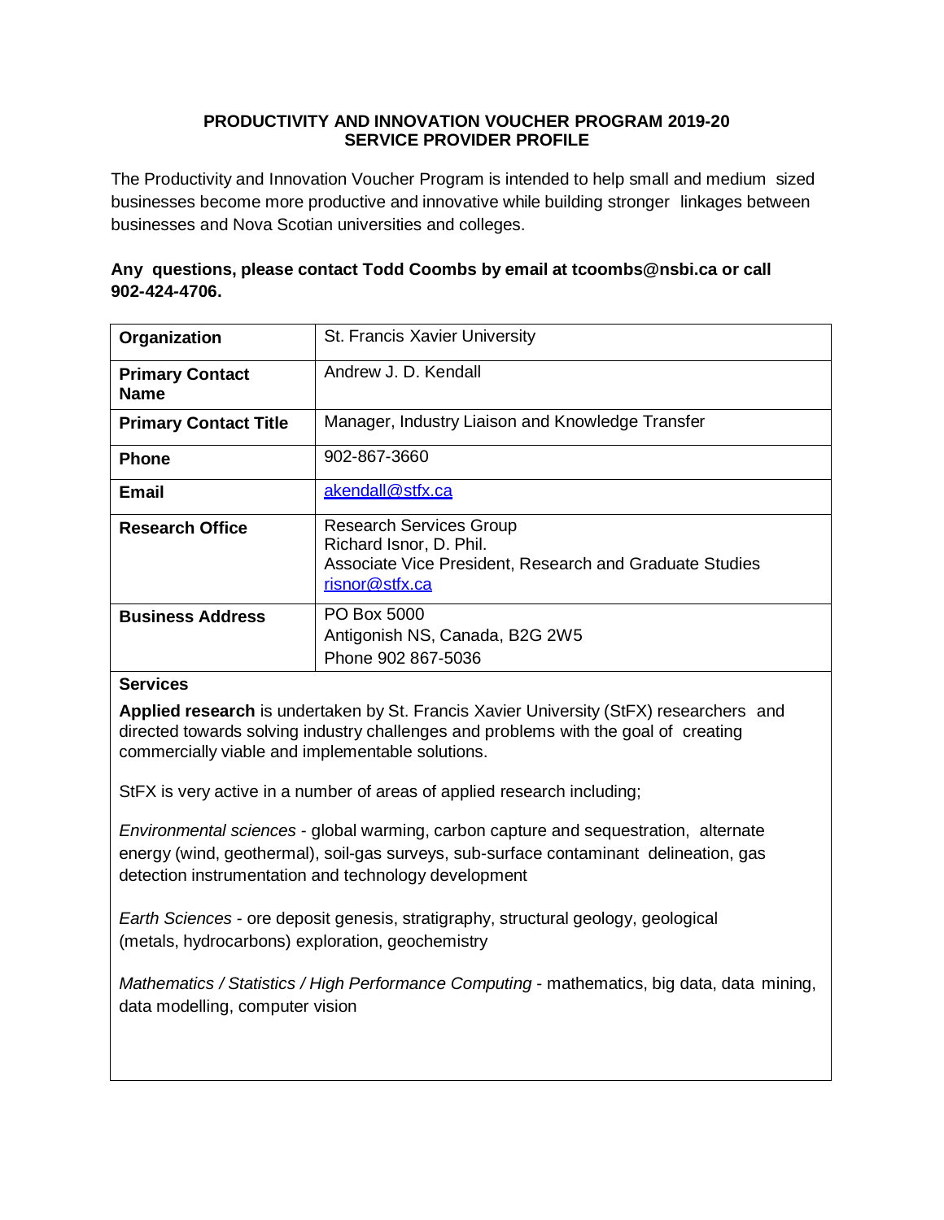# PRODUCTIVITY AND INNOVATION VOUCHER PROGRAM 2019-20
## SERVICE PROVIDER PROFILE

The Productivity and Innovation Voucher Program is intended to help small and medium sized businesses become more productive and innovative while building stronger linkages between businesses and Nova Scotian universities and colleges.

**Any questions, please contact Todd Coombs by email at tcoombs@nsbi.ca or call 902-424-4706.**

| | |
|---|---|
| **Organization** | St. Francis Xavier University |
| **Primary Contact Name** | Andrew J. D. Kendall |
| **Primary Contact Title** | Manager, Industry Liaison and Knowledge Transfer |
| **Phone** | 902-867-3660 |
| **Email** | akendall@stfx.ca |
| **Research Office** | Research Services Group<br>Richard Isnor, D. Phil.<br>Associate Vice President, Research and Graduate Studies<br>risnor@stfx.ca |
| **Business Address** | PO Box 5000<br>Antigonish NS, Canada, B2G 2W5<br>Phone 902 867-5036 |

**Services**

**Applied research** is undertaken by St. Francis Xavier University (StFX) researchers and directed towards solving industry challenges and problems with the goal of creating commercially viable and implementable solutions.

StFX is very active in a number of areas of applied research including;

*Environmental sciences* - global warming, carbon capture and sequestration, alternate energy (wind, geothermal), soil-gas surveys, sub-surface contaminant delineation, gas detection instrumentation and technology development

*Earth Sciences* - ore deposit genesis, stratigraphy, structural geology, geological (metals, hydrocarbons) exploration, geochemistry

*Mathematics / Statistics / High Performance Computing* - mathematics, big data, data mining, data modelling, computer vision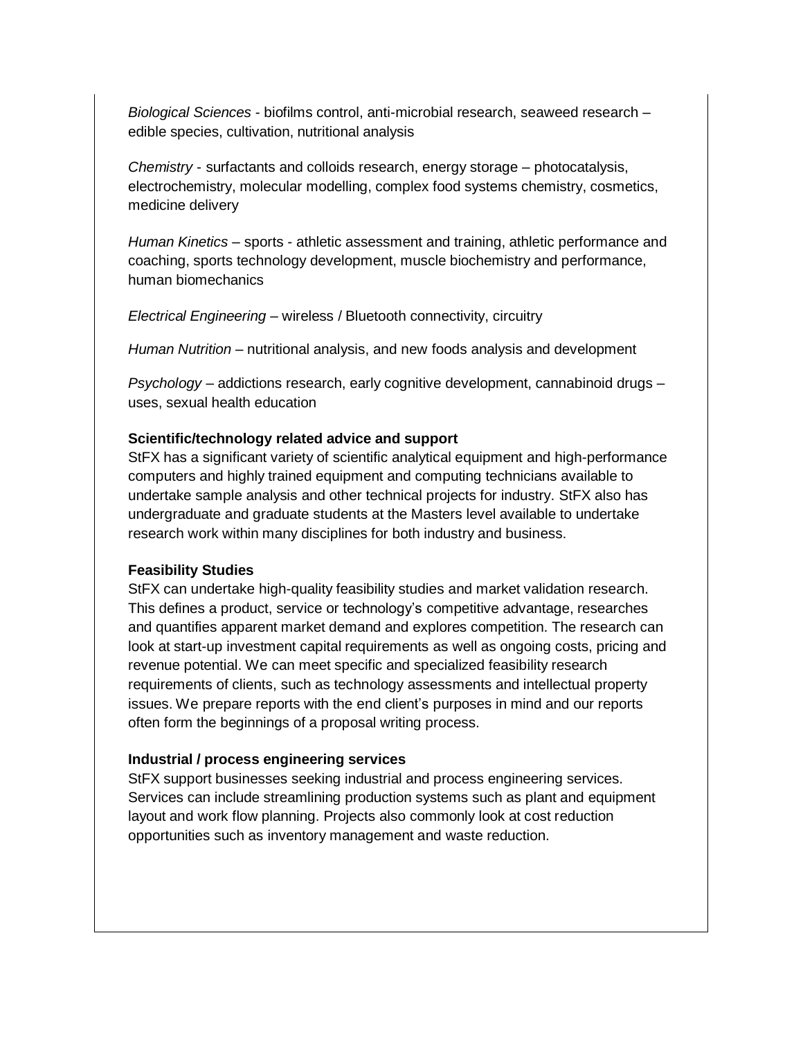*Biological Sciences* - biofilms control, anti-microbial research, seaweed research – edible species, cultivation, nutritional analysis

*Chemistry* - surfactants and colloids research, energy storage – photocatalysis, electrochemistry, molecular modelling, complex food systems chemistry, cosmetics, medicine delivery

*Human Kinetics* – sports - athletic assessment and training, athletic performance and coaching, sports technology development, muscle biochemistry and performance, human biomechanics

*Electrical Engineering* – wireless / Bluetooth connectivity, circuitry

*Human Nutrition* – nutritional analysis, and new foods analysis and development

*Psychology* – addictions research, early cognitive development, cannabinoid drugs – uses, sexual health education

**Scientific/technology related advice and support**

StFX has a significant variety of scientific analytical equipment and high-performance computers and highly trained equipment and computing technicians available to undertake sample analysis and other technical projects for industry. StFX also has undergraduate and graduate students at the Masters level available to undertake research work within many disciplines for both industry and business.

**Feasibility Studies**

StFX can undertake high-quality feasibility studies and market validation research. This defines a product, service or technology's competitive advantage, researches and quantifies apparent market demand and explores competition. The research can look at start-up investment capital requirements as well as ongoing costs, pricing and revenue potential. We can meet specific and specialized feasibility research requirements of clients, such as technology assessments and intellectual property issues. We prepare reports with the end client's purposes in mind and our reports often form the beginnings of a proposal writing process.

**Industrial / process engineering services**

StFX support businesses seeking industrial and process engineering services. Services can include streamlining production systems such as plant and equipment layout and work flow planning. Projects also commonly look at cost reduction opportunities such as inventory management and waste reduction.